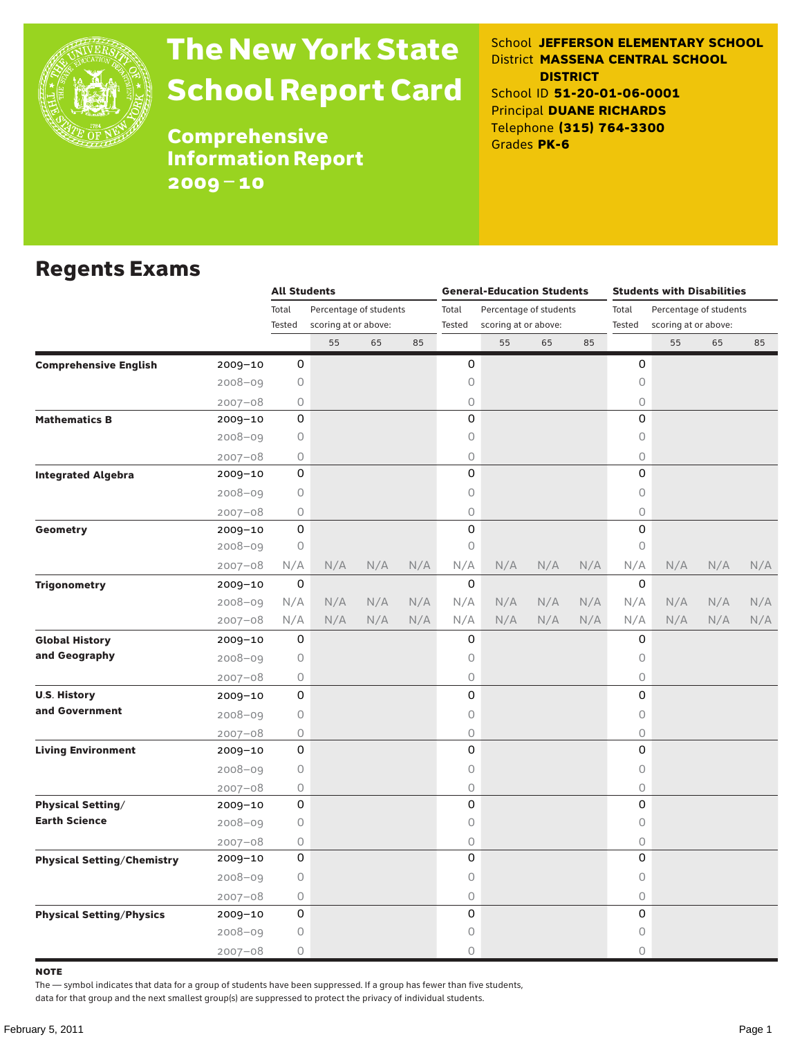# The New York State School Report Card

## Comprehensive Information Report 2009–10

School **JEFFERSON ELEMENTARY SCHOOL**
District **MASSENA CENTRAL SCHOOL DISTRICT**
School ID **51-20-01-06-0001**
Principal **DUANE RICHARDS**
Telephone **(315) 764-3300**
Grades **PK-6**

## Regents Exams

| | | All Students | | | | General-Education Students | | | | Students with Disabilities | | | |
|---|---|---|---|---|---|---|---|---|---|---|---|---|---|
| | | Total Tested | Percentage of students scoring at or above: | | | Total Tested | Percentage of students scoring at or above: | | | Total Tested | Percentage of students scoring at or above: | | |
| | | | 55 | 65 | 85 | | 55 | 65 | 85 | | 55 | 65 | 85 |
| **Comprehensive English** | 2009–10 | 0 | | | | 0 | | | | 0 | | | |
| | 2008–09 | 0 | | | | 0 | | | | 0 | | | |
| | 2007–08 | 0 | | | | 0 | | | | 0 | | | |
| **Mathematics B** | 2009–10 | 0 | | | | 0 | | | | 0 | | | |
| | 2008–09 | 0 | | | | 0 | | | | 0 | | | |
| | 2007–08 | 0 | | | | 0 | | | | 0 | | | |
| **Integrated Algebra** | 2009–10 | 0 | | | | 0 | | | | 0 | | | |
| | 2008–09 | 0 | | | | 0 | | | | 0 | | | |
| | 2007–08 | 0 | | | | 0 | | | | 0 | | | |
| **Geometry** | 2009–10 | 0 | | | | 0 | | | | 0 | | | |
| | 2008–09 | 0 | | | | 0 | | | | 0 | | | |
| | 2007–08 | N/A | N/A | N/A | N/A | N/A | N/A | N/A | N/A | N/A | N/A | N/A | N/A |
| **Trigonometry** | 2009–10 | 0 | | | | 0 | | | | 0 | | | |
| | 2008–09 | N/A | N/A | N/A | N/A | N/A | N/A | N/A | N/A | N/A | N/A | N/A | N/A |
| | 2007–08 | N/A | N/A | N/A | N/A | N/A | N/A | N/A | N/A | N/A | N/A | N/A | N/A |
| **Global History and Geography** | 2009–10 | 0 | | | | 0 | | | | 0 | | | |
| | 2008–09 | 0 | | | | 0 | | | | 0 | | | |
| | 2007–08 | 0 | | | | 0 | | | | 0 | | | |
| **U.S. History and Government** | 2009–10 | 0 | | | | 0 | | | | 0 | | | |
| | 2008–09 | 0 | | | | 0 | | | | 0 | | | |
| | 2007–08 | 0 | | | | 0 | | | | 0 | | | |
| **Living Environment** | 2009–10 | 0 | | | | 0 | | | | 0 | | | |
| | 2008–09 | 0 | | | | 0 | | | | 0 | | | |
| | 2007–08 | 0 | | | | 0 | | | | 0 | | | |
| **Physical Setting/ Earth Science** | 2009–10 | 0 | | | | 0 | | | | 0 | | | |
| | 2008–09 | 0 | | | | 0 | | | | 0 | | | |
| | 2007–08 | 0 | | | | 0 | | | | 0 | | | |
| **Physical Setting/Chemistry** | 2009–10 | 0 | | | | 0 | | | | 0 | | | |
| | 2008–09 | 0 | | | | 0 | | | | 0 | | | |
| | 2007–08 | 0 | | | | 0 | | | | 0 | | | |
| **Physical Setting/Physics** | 2009–10 | 0 | | | | 0 | | | | 0 | | | |
| | 2008–09 | 0 | | | | 0 | | | | 0 | | | |
| | 2007–08 | 0 | | | | 0 | | | | 0 | | | |

**NOTE**
The — symbol indicates that data for a group of students have been suppressed. If a group has fewer than five students, data for that group and the next smallest group(s) are suppressed to protect the privacy of individual students.

February 5, 2011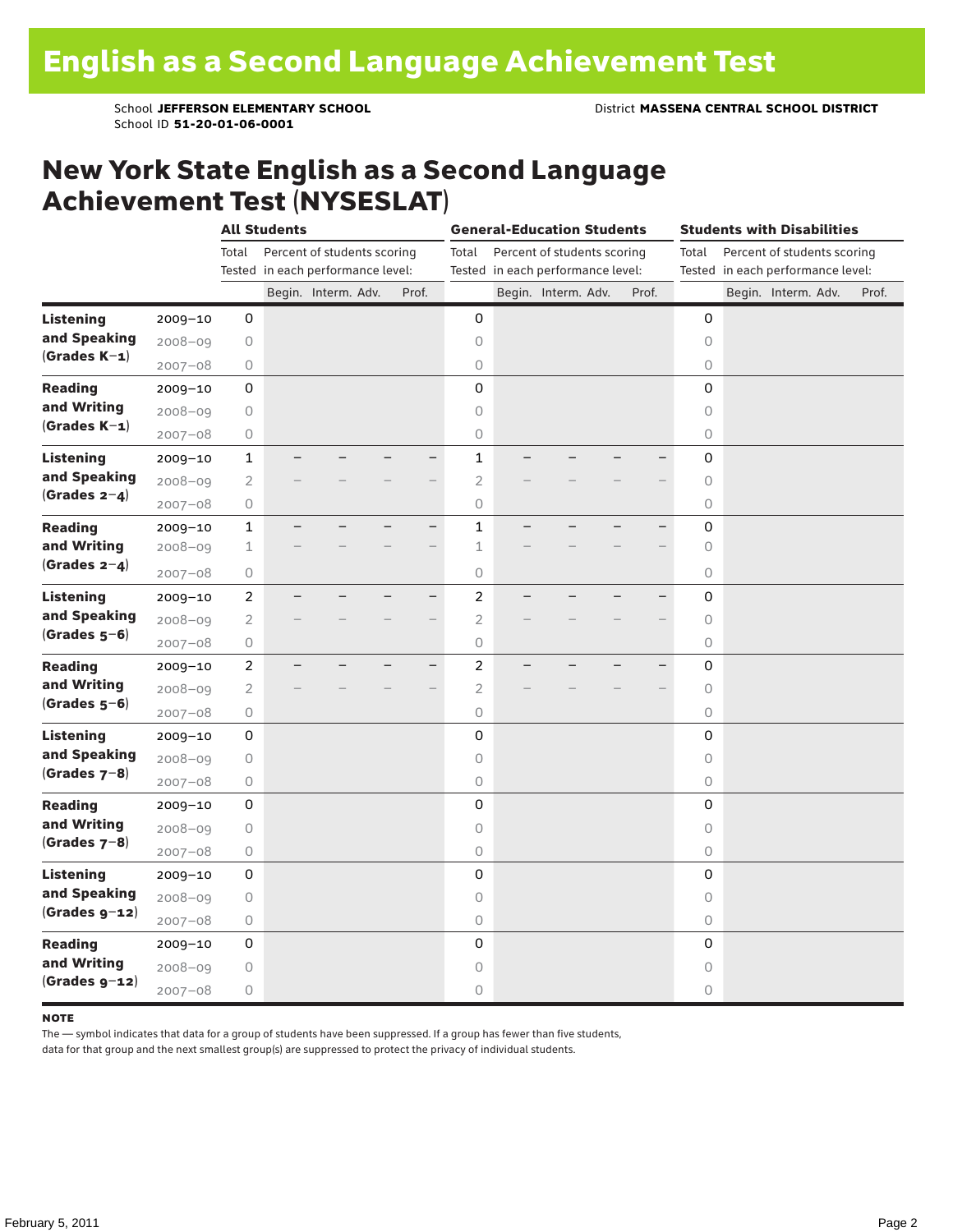# English as a Second Language Achievement Test

School **JEFFERSON ELEMENTARY SCHOOL** District **MASSENA CENTRAL SCHOOL DISTRICT**
School ID **51-20-01-06-0001**

## New York State English as a Second Language Achievement Test (NYSESLAT)

| | | All Students | | | | | General-Education Students | | | | | Students with Disabilities | | | | |
|---|---|---|---|---|---|---|---|---|---|---|---|---|---|---|---|---|
| | | Total Tested | Percent of students scoring in each performance level: | | | | Total Tested | Percent of students scoring in each performance level: | | | | Total Tested | Percent of students scoring in each performance level: | | | |
| | | | Begin. | Interm. | Adv. | Prof. | | Begin. | Interm. | Adv. | Prof. | | Begin. | Interm. | Adv. | Prof. |
| **Listening and Speaking (Grades K–1)** | 2009–10 | 0 | | | | | 0 | | | | | 0 | | | | |
| | 2008–09 | 0 | | | | | 0 | | | | | 0 | | | | |
| | 2007–08 | 0 | | | | | 0 | | | | | 0 | | | | |
| **Reading and Writing (Grades K–1)** | 2009–10 | 0 | | | | | 0 | | | | | 0 | | | | |
| | 2008–09 | 0 | | | | | 0 | | | | | 0 | | | | |
| | 2007–08 | 0 | | | | | 0 | | | | | 0 | | | | |
| **Listening and Speaking (Grades 2–4)** | 2009–10 | 1 | – | – | – | – | 1 | – | – | – | – | 0 | | | | |
| | 2008–09 | 2 | – | – | – | – | 2 | – | – | – | – | 0 | | | | |
| | 2007–08 | 0 | | | | | 0 | | | | | 0 | | | | |
| **Reading and Writing (Grades 2–4)** | 2009–10 | 1 | – | – | – | – | 1 | – | – | – | – | 0 | | | | |
| | 2008–09 | 1 | – | – | – | – | 1 | – | – | – | – | 0 | | | | |
| | 2007–08 | 0 | | | | | 0 | | | | | 0 | | | | |
| **Listening and Speaking (Grades 5–6)** | 2009–10 | 2 | – | – | – | – | 2 | – | – | – | – | 0 | | | | |
| | 2008–09 | 2 | – | – | – | – | 2 | – | – | – | – | 0 | | | | |
| | 2007–08 | 0 | | | | | 0 | | | | | 0 | | | | |
| **Reading and Writing (Grades 5–6)** | 2009–10 | 2 | – | – | – | – | 2 | – | – | – | – | 0 | | | | |
| | 2008–09 | 2 | – | – | – | – | 2 | – | – | – | – | 0 | | | | |
| | 2007–08 | 0 | | | | | 0 | | | | | 0 | | | | |
| **Listening and Speaking (Grades 7–8)** | 2009–10 | 0 | | | | | 0 | | | | | 0 | | | | |
| | 2008–09 | 0 | | | | | 0 | | | | | 0 | | | | |
| | 2007–08 | 0 | | | | | 0 | | | | | 0 | | | | |
| **Reading and Writing (Grades 7–8)** | 2009–10 | 0 | | | | | 0 | | | | | 0 | | | | |
| | 2008–09 | 0 | | | | | 0 | | | | | 0 | | | | |
| | 2007–08 | 0 | | | | | 0 | | | | | 0 | | | | |
| **Listening and Speaking (Grades 9–12)** | 2009–10 | 0 | | | | | 0 | | | | | 0 | | | | |
| | 2008–09 | 0 | | | | | 0 | | | | | 0 | | | | |
| | 2007–08 | 0 | | | | | 0 | | | | | 0 | | | | |
| **Reading and Writing (Grades 9–12)** | 2009–10 | 0 | | | | | 0 | | | | | 0 | | | | |
| | 2008–09 | 0 | | | | | 0 | | | | | 0 | | | | |
| | 2007–08 | 0 | | | | | 0 | | | | | 0 | | | | |

**NOTE**

The — symbol indicates that data for a group of students have been suppressed. If a group has fewer than five students, data for that group and the next smallest group(s) are suppressed to protect the privacy of individual students.

February 5, 2011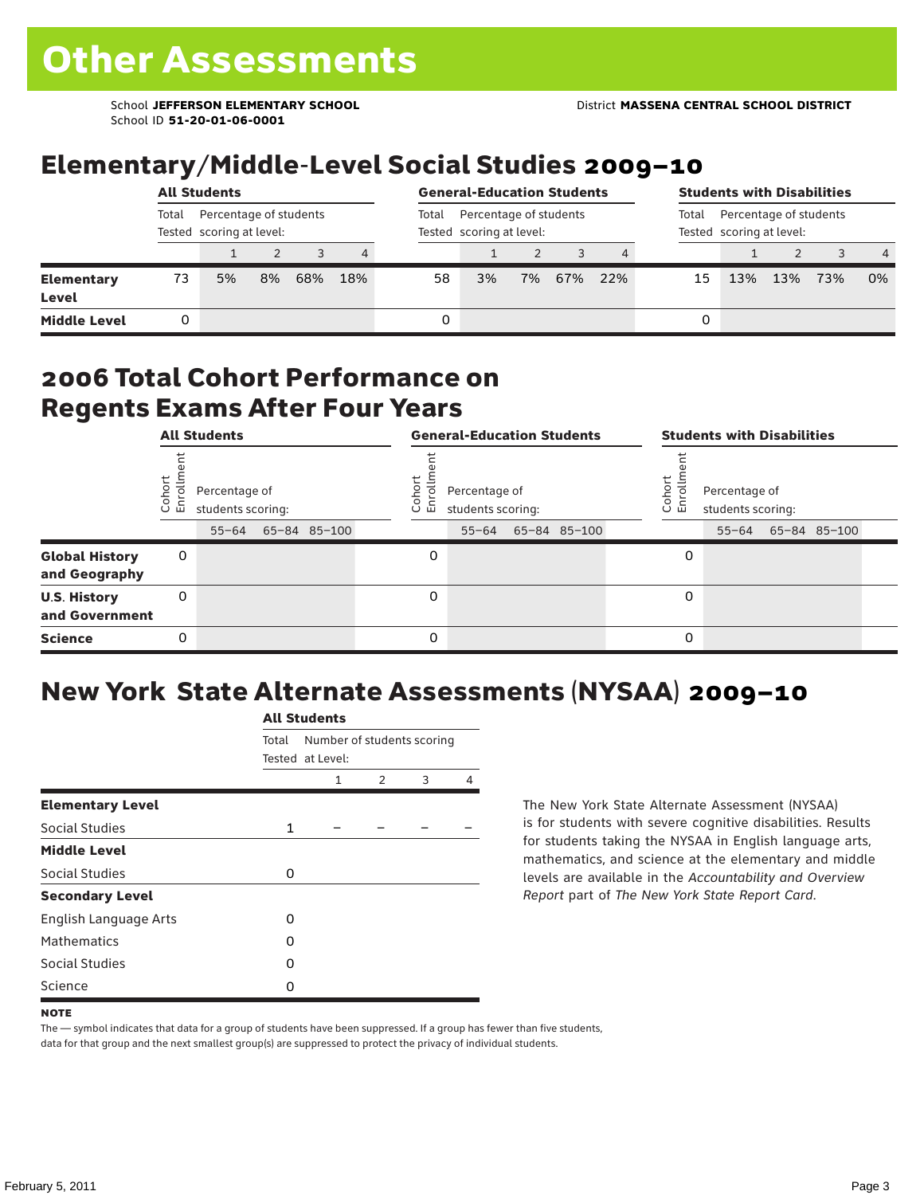# Other Assessments

School **JEFFERSON ELEMENTARY SCHOOL**
School ID **51-20-01-06-0001**

District **MASSENA CENTRAL SCHOOL DISTRICT**

## Elementary/Middle-Level Social Studies 2009–10

| | All Students | | | | | General-Education Students | | | | | Students with Disabilities | | | | |
|---|---|---|---|---|---|---|---|---|---|---|---|---|---|---|---|
| | Total Tested | Percentage of students scoring at level: | | | | Total Tested | Percentage of students scoring at level: | | | | Total Tested | Percentage of students scoring at level: | | | |
| | | 1 | 2 | 3 | 4 | | 1 | 2 | 3 | 4 | | 1 | 2 | 3 | 4 |
| **Elementary Level** | 73 | 5% | 8% | 68% | 18% | 58 | 3% | 7% | 67% | 22% | 15 | 13% | 13% | 73% | 0% |
| **Middle Level** | 0 | | | | | 0 | | | | | 0 | | | | |

## 2006 Total Cohort Performance on Regents Exams After Four Years

| | All Students | | | | General-Education Students | | | | Students with Disabilities | | | |
|---|---|---|---|---|---|---|---|---|---|---|---|---|
| | Cohort Enrollment | Percentage of students scoring: | | | Cohort Enrollment | Percentage of students scoring: | | | Cohort Enrollment | Percentage of students scoring: | | |
| | | 55–64 | 65–84 | 85–100 | | 55–64 | 65–84 | 85–100 | | 55–64 | 65–84 | 85–100 |
| **Global History and Geography** | 0 | | | | 0 | | | | 0 | | | |
| **U.S. History and Government** | 0 | | | | 0 | | | | 0 | | | |
| **Science** | 0 | | | | 0 | | | | 0 | | | |

## New York State Alternate Assessments (NYSAA) 2009–10

| | All Students | | | | |
|---|---|---|---|---|---|
| | Total Tested | Number of students scoring at Level: | | | |
| | | 1 | 2 | 3 | 4 |
| **Elementary Level** | | | | | |
| Social Studies | 1 | – | – | – | – |
| **Middle Level** | | | | | |
| Social Studies | 0 | | | | |
| **Secondary Level** | | | | | |
| English Language Arts | 0 | | | | |
| Mathematics | 0 | | | | |
| Social Studies | 0 | | | | |
| Science | 0 | | | | |

The New York State Alternate Assessment (NYSAA) is for students with severe cognitive disabilities. Results for students taking the NYSAA in English language arts, mathematics, and science at the elementary and middle levels are available in the *Accountability and Overview Report* part of *The New York State Report Card*.

**NOTE**

The — symbol indicates that data for a group of students have been suppressed. If a group has fewer than five students, data for that group and the next smallest group(s) are suppressed to protect the privacy of individual students.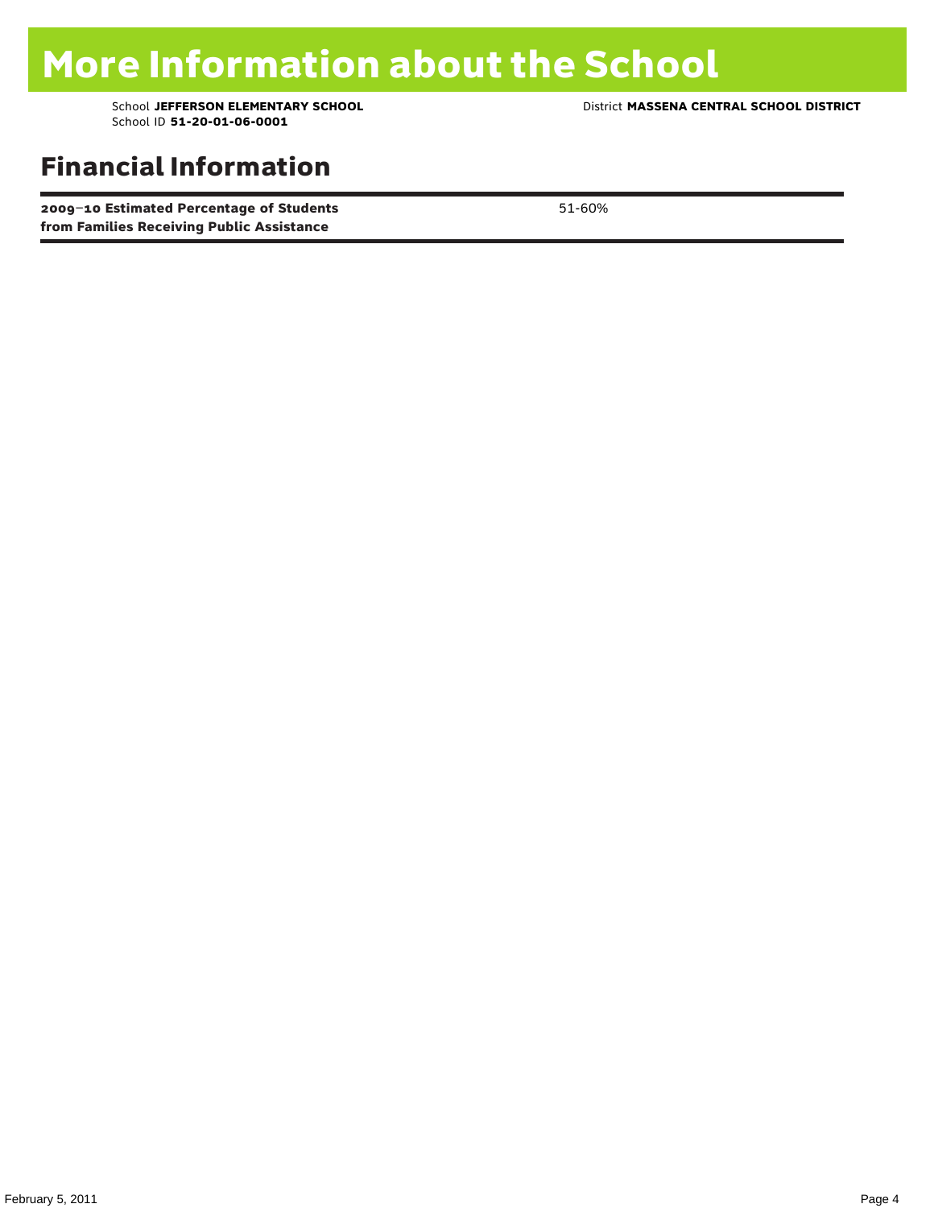# More Information about the School

School **JEFFERSON ELEMENTARY SCHOOL**
School ID **51-20-01-06-0001**

District **MASSENA CENTRAL SCHOOL DISTRICT**

## Financial Information

| | |
|---|---|
| **2009–10 Estimated Percentage of Students from Families Receiving Public Assistance** | 51-60% |